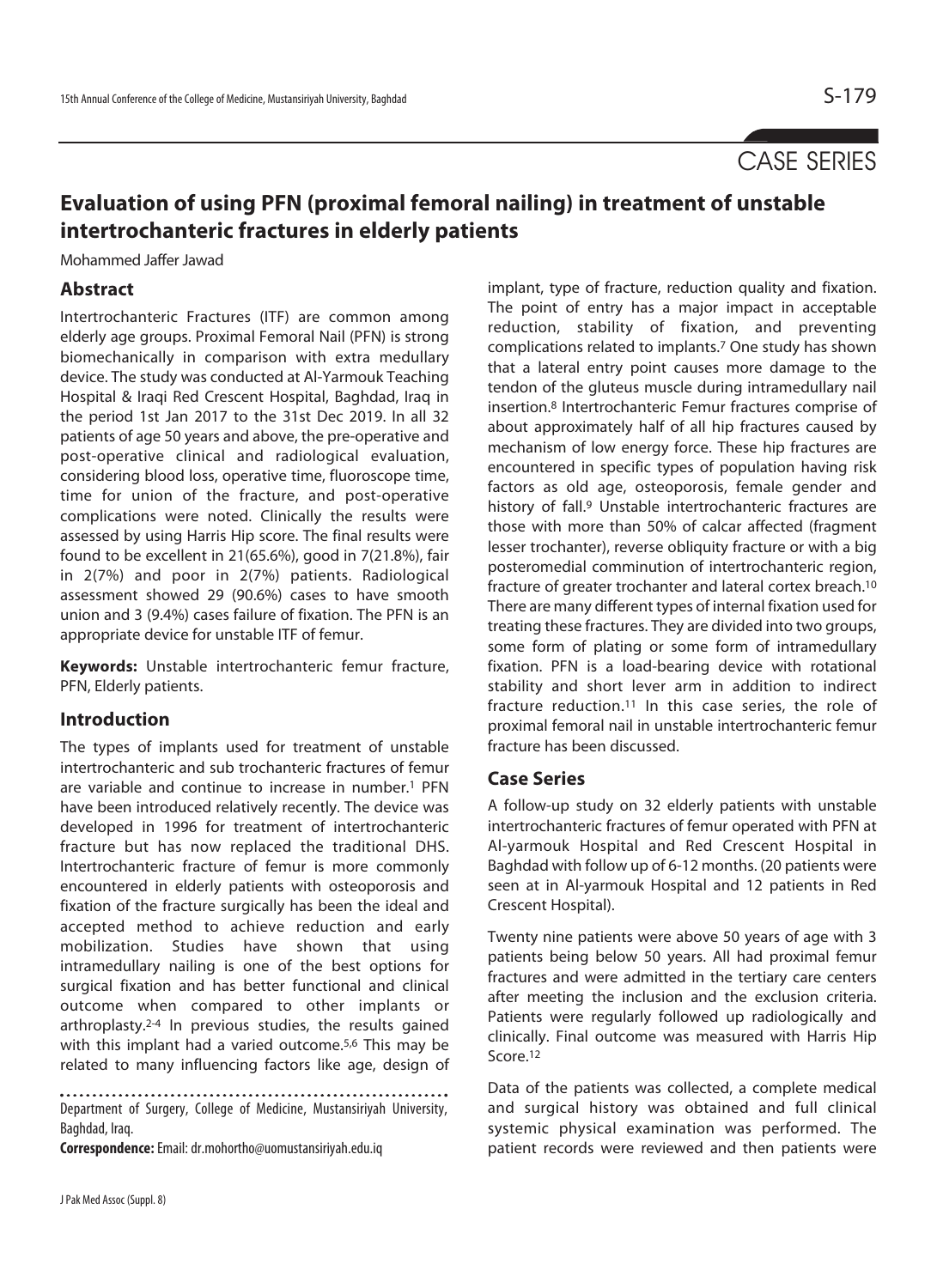CASE SERIES

# Evaluation of using PFN (proximal femoral nailing) in treatment of unstable intertrochanteric fractures in elderly patients

Mohammed Jaffer Jawad

## Abstract

Intertrochanteric Fractures (ITF) are common among elderly age groups. Proximal Femoral Nail (PFN) is strong biomechanically in comparison with extra medullary device. The study was conducted at Al-Yarmouk Teaching Hospital & Iraqi Red Crescent Hospital, Baghdad, Iraq in the period 1st Jan 2017 to the 31st Dec 2019. In all 32 patients of age 50 years and above, the pre-operative and post-operative clinical and radiological evaluation, considering blood loss, operative time, fluoroscope time, time for union of the fracture, and post-operative complications were noted. Clinically the results were assessed by using Harris Hip score. The final results were found to be excellent in 21(65.6%), good in 7(21.8%), fair in 2(7%) and poor in 2(7%) patients. Radiological assessment showed 29 (90.6%) cases to have smooth union and 3 (9.4%) cases failure of fixation. The PFN is an appropriate device for unstable ITF of femur.

**Keywords:** Unstable intertrochanteric femur fracture, PFN, Elderly patients.

## Introduction

The types of implants used for treatment of unstable intertrochanteric and sub trochanteric fractures of femur are variable and continue to increase in number.[1] PFN have been introduced relatively recently. The device was developed in 1996 for treatment of intertrochanteric fracture but has now replaced the traditional DHS. Intertrochanteric fracture of femur is more commonly encountered in elderly patients with osteoporosis and fixation of the fracture surgically has been the ideal and accepted method to achieve reduction and early mobilization. Studies have shown that using intramedullary nailing is one of the best options for surgical fixation and has better functional and clinical outcome when compared to other implants or arthroplasty.[2-4] In previous studies, the results gained with this implant had a varied outcome.[5,6] This may be related to many influencing factors like age, design of implant, type of fracture, reduction quality and fixation. The point of entry has a major impact in acceptable reduction, stability of fixation, and preventing complications related to implants.[7] One study has shown that a lateral entry point causes more damage to the tendon of the gluteus muscle during intramedullary nail insertion.[8] Intertrochanteric Femur fractures comprise of about approximately half of all hip fractures caused by mechanism of low energy force. These hip fractures are encountered in specific types of population having risk factors as old age, osteoporosis, female gender and history of fall.[9] Unstable intertrochanteric fractures are those with more than 50% of calcar affected (fragment lesser trochanter), reverse obliquity fracture or with a big posteromedial comminution of intertrochanteric region, fracture of greater trochanter and lateral cortex breach.[10] There are many different types of internal fixation used for treating these fractures. They are divided into two groups, some form of plating or some form of intramedullary fixation. PFN is a load-bearing device with rotational stability and short lever arm in addition to indirect fracture reduction.[11] In this case series, the role of proximal femoral nail in unstable intertrochanteric femur fracture has been discussed.

## Case Series

A follow-up study on 32 elderly patients with unstable intertrochanteric fractures of femur operated with PFN at Al-yarmouk Hospital and Red Crescent Hospital in Baghdad with follow up of 6-12 months. (20 patients were seen at in Al-yarmouk Hospital and 12 patients in Red Crescent Hospital).

Twenty nine patients were above 50 years of age with 3 patients being below 50 years. All had proximal femur fractures and were admitted in the tertiary care centers after meeting the inclusion and the exclusion criteria. Patients were regularly followed up radiologically and clinically. Final outcome was measured with Harris Hip Score.[12]

Data of the patients was collected, a complete medical and surgical history was obtained and full clinical systemic physical examination was performed. The patient records were reviewed and then patients were

Department of Surgery, College of Medicine, Mustansiriyah University, Baghdad, Iraq.

**Correspondence:** Email: dr.mohortho@uomustansiriyah.edu.iq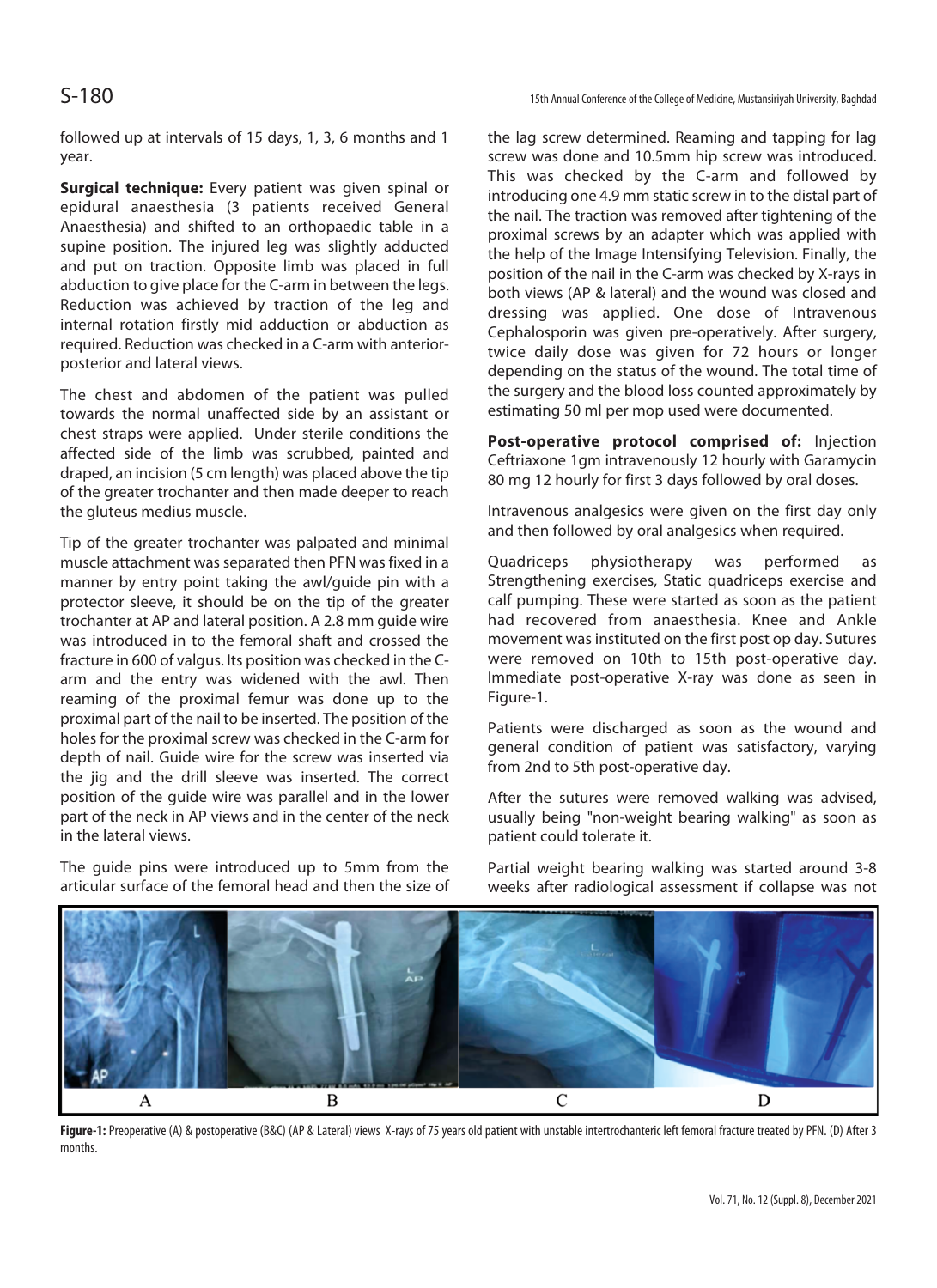followed up at intervals of 15 days, 1, 3, 6 months and 1 year.

**Surgical technique:** Every patient was given spinal or epidural anaesthesia (3 patients received General Anaesthesia) and shifted to an orthopaedic table in a supine position. The injured leg was slightly adducted and put on traction. Opposite limb was placed in full abduction to give place for the C-arm in between the legs. Reduction was achieved by traction of the leg and internal rotation firstly mid adduction or abduction as required. Reduction was checked in a C-arm with anterior-posterior and lateral views.

The chest and abdomen of the patient was pulled towards the normal unaffected side by an assistant or chest straps were applied. Under sterile conditions the affected side of the limb was scrubbed, painted and draped, an incision (5 cm length) was placed above the tip of the greater trochanter and then made deeper to reach the gluteus medius muscle.

Tip of the greater trochanter was palpated and minimal muscle attachment was separated then PFN was fixed in a manner by entry point taking the awl/guide pin with a protector sleeve, it should be on the tip of the greater trochanter at AP and lateral position. A 2.8 mm guide wire was introduced in to the femoral shaft and crossed the fracture in 600 of valgus. Its position was checked in the C-arm and the entry was widened with the awl. Then reaming of the proximal femur was done up to the proximal part of the nail to be inserted. The position of the holes for the proximal screw was checked in the C-arm for depth of nail. Guide wire for the screw was inserted via the jig and the drill sleeve was inserted. The correct position of the guide wire was parallel and in the lower part of the neck in AP views and in the center of the neck in the lateral views.

The guide pins were introduced up to 5mm from the articular surface of the femoral head and then the size of the lag screw determined. Reaming and tapping for lag screw was done and 10.5mm hip screw was introduced. This was checked by the C-arm and followed by introducing one 4.9 mm static screw in to the distal part of the nail. The traction was removed after tightening of the proximal screws by an adapter which was applied with the help of the Image Intensifying Television. Finally, the position of the nail in the C-arm was checked by X-rays in both views (AP & lateral) and the wound was closed and dressing was applied. One dose of Intravenous Cephalosporin was given pre-operatively. After surgery, twice daily dose was given for 72 hours or longer depending on the status of the wound. The total time of the surgery and the blood loss counted approximately by estimating 50 ml per mop used were documented.

**Post-operative protocol comprised of:** Injection Ceftriaxone 1gm intravenously 12 hourly with Garamycin 80 mg 12 hourly for first 3 days followed by oral doses.

Intravenous analgesics were given on the first day only and then followed by oral analgesics when required.

Quadriceps physiotherapy was performed as Strengthening exercises, Static quadriceps exercise and calf pumping. These were started as soon as the patient had recovered from anaesthesia. Knee and Ankle movement was instituted on the first post op day. Sutures were removed on 10th to 15th post-operative day. Immediate post-operative X-ray was done as seen in Figure-1.

Patients were discharged as soon as the wound and general condition of patient was satisfactory, varying from 2nd to 5th post-operative day.

After the sutures were removed walking was advised, usually being "non-weight bearing walking" as soon as patient could tolerate it.

Partial weight bearing walking was started around 3-8 weeks after radiological assessment if collapse was not

**Figure-1:** Preoperative (A) & postoperative (B&C) (AP & Lateral) views X-rays of 75 years old patient with unstable intertrochanteric left femoral fracture treated by PFN. (D) After 3 months.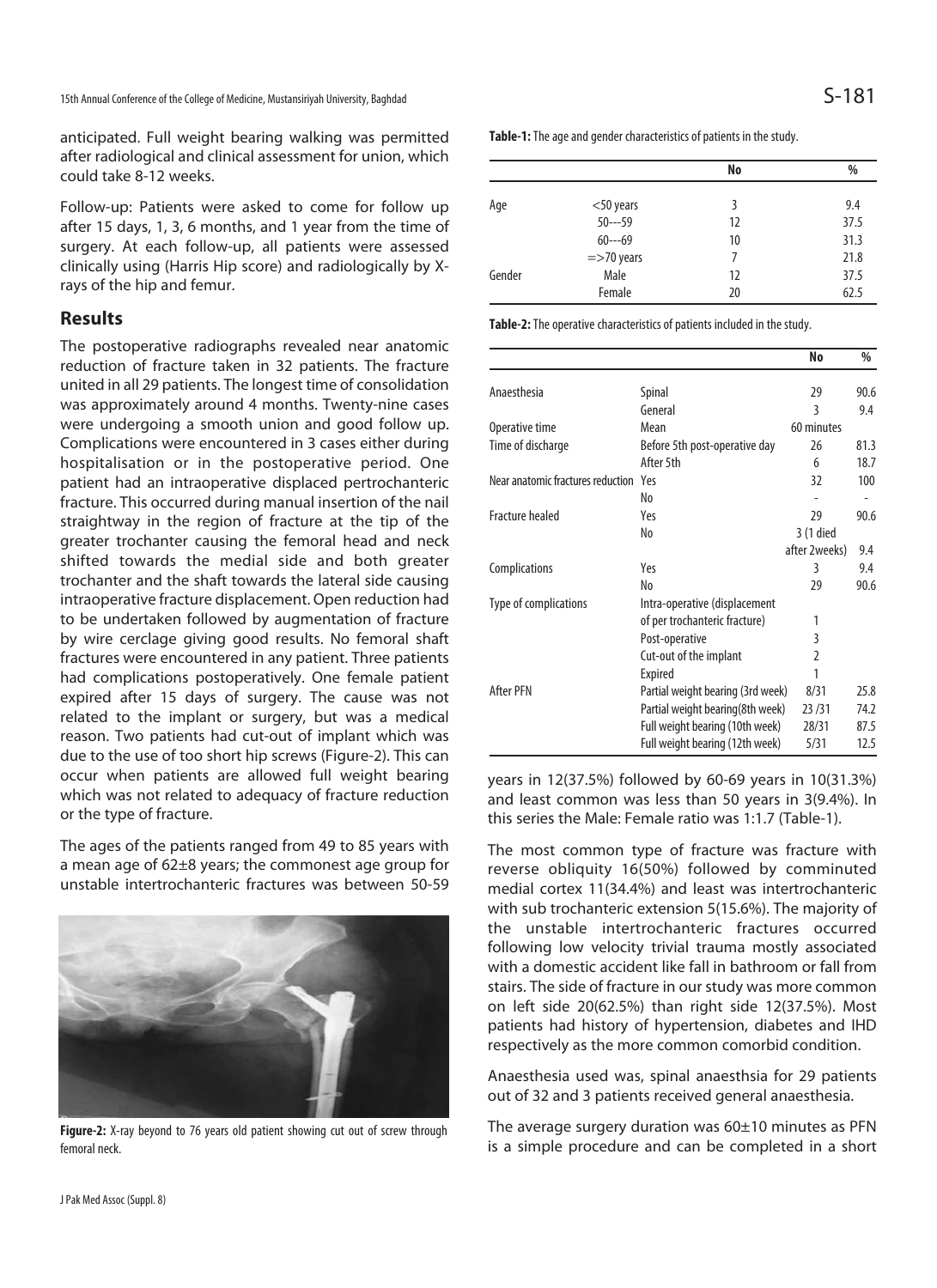anticipated. Full weight bearing walking was permitted after radiological and clinical assessment for union, which could take 8-12 weeks.

Follow-up: Patients were asked to come for follow up after 15 days, 1, 3, 6 months, and 1 year from the time of surgery. At each follow-up, all patients were assessed clinically using (Harris Hip score) and radiologically by X-rays of the hip and femur.

## Results

The postoperative radiographs revealed near anatomic reduction of fracture taken in 32 patients. The fracture united in all 29 patients. The longest time of consolidation was approximately around 4 months. Twenty-nine cases were undergoing a smooth union and good follow up. Complications were encountered in 3 cases either during hospitalisation or in the postoperative period. One patient had an intraoperative displaced pertrochanteric fracture. This occurred during manual insertion of the nail straightway in the region of fracture at the tip of the greater trochanter causing the femoral head and neck shifted towards the medial side and both greater trochanter and the shaft towards the lateral side causing intraoperative fracture displacement. Open reduction had to be undertaken followed by augmentation of fracture by wire cerclage giving good results. No femoral shaft fractures were encountered in any patient. Three patients had complications postoperatively. One female patient expired after 15 days of surgery. The cause was not related to the implant or surgery, but was a medical reason. Two patients had cut-out of implant which was due to the use of too short hip screws (Figure-2). This can occur when patients are allowed full weight bearing which was not related to adequacy of fracture reduction or the type of fracture.

The ages of the patients ranged from 49 to 85 years with a mean age of 62±8 years; the commonest age group for unstable intertrochanteric fractures was between 50-59 years in 12(37.5%) followed by 60-69 years in 10(31.3%) and least common was less than 50 years in 3(9.4%). In this series the Male: Female ratio was 1:1.7 (Table-1).

**Figure-2:** X-ray beyond to 76 years old patient showing cut out of screw through femoral neck.

**Table-1:** The age and gender characteristics of patients in the study.

| | | No | % |
|---|---|---|---|
| Age | <50 years | 3 | 9.4 |
| | 50---59 | 12 | 37.5 |
| | 60---69 | 10 | 31.3 |
| | =>70 years | 7 | 21.8 |
| Gender | Male | 12 | 37.5 |
| | Female | 20 | 62.5 |

**Table-2:** The operative characteristics of patients included in the study.

| | | No | % |
|---|---|---|---|
| Anaesthesia | Spinal | 29 | 90.6 |
| | General | 3 | 9.4 |
| Operative time | Mean | 60 minutes | |
| Time of discharge | Before 5th post-operative day | 26 | 81.3 |
| | After 5th | 6 | 18.7 |
| Near anatomic fractures reduction | Yes | 32 | 100 |
| | No | - | - |
| Fracture healed | Yes | 29 | 90.6 |
| | No | 3 (1 died after 2weeks) | 9.4 |
| Complications | Yes | 3 | 9.4 |
| | No | 29 | 90.6 |
| Type of complications | Intra-operative (displacement of per trochanteric fracture) | 1 | |
| | Post-operative | 3 | |
| | Cut-out of the implant | 2 | |
| | Expired | 1 | |
| After PFN | Partial weight bearing (3rd week) | 8/31 | 25.8 |
| | Partial weight bearing(8th week) | 23 /31 | 74.2 |
| | Full weight bearing (10th week) | 28/31 | 87.5 |
| | Full weight bearing (12th week) | 5/31 | 12.5 |

The most common type of fracture was fracture with reverse obliquity 16(50%) followed by comminuted medial cortex 11(34.4%) and least was intertrochanteric with sub trochanteric extension 5(15.6%). The majority of the unstable intertrochanteric fractures occurred following low velocity trivial trauma mostly associated with a domestic accident like fall in bathroom or fall from stairs. The side of fracture in our study was more common on left side 20(62.5%) than right side 12(37.5%). Most patients had history of hypertension, diabetes and IHD respectively as the more common comorbid condition.

Anaesthesia used was, spinal anaesthsia for 29 patients out of 32 and 3 patients received general anaesthesia.

The average surgery duration was 60±10 minutes as PFN is a simple procedure and can be completed in a short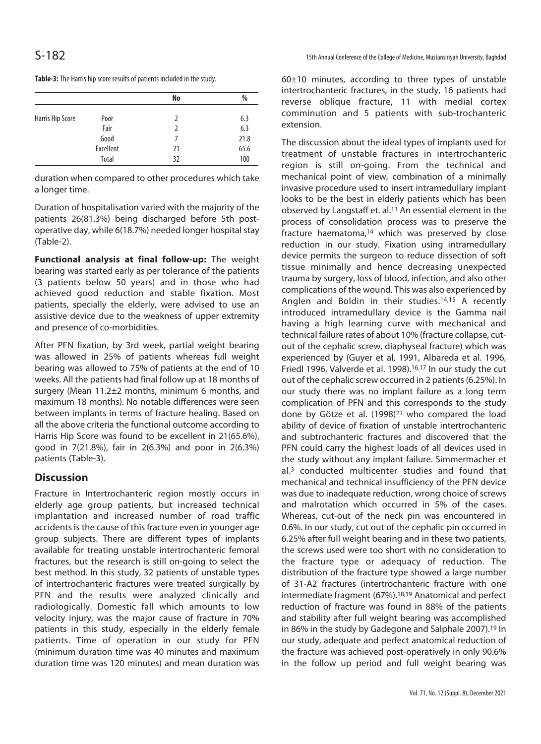**Table-3:** The Harris hip score results of patients included in the study.

| | | No | % |
|---|---|---|---|
| Harris Hip Score | Poor | 2 | 6.3 |
| | Fair | 2 | 6.3 |
| | Good | 7 | 21.8 |
| | Excellent | 21 | 65.6 |
| | Total | 32 | 100 |

duration when compared to other procedures which take a longer time.

Duration of hospitalisation varied with the majority of the patients 26(81.3%) being discharged before 5th post-operative day, while 6(18.7%) needed longer hospital stay (Table-2).

**Functional analysis at final follow-up:** The weight bearing was started early as per tolerance of the patients (3 patients below 50 years) and in those who had achieved good reduction and stable fixation. Most patients, specially the elderly, were advised to use an assistive device due to the weakness of upper extremity and presence of co-morbidities.

After PFN fixation, by 3rd week, partial weight bearing was allowed in 25% of patients whereas full weight bearing was allowed to 75% of patients at the end of 10 weeks. All the patients had final follow up at 18 months of surgery (Mean 11.2±2 months, minimum 6 months, and maximum 18 months). No notable differences were seen between implants in terms of fracture healing. Based on all the above criteria the functional outcome according to Harris Hip Score was found to be excellent in 21(65.6%), good in 7(21.8%), fair in 2(6.3%) and poor in 2(6.3%) patients (Table-3).

## Discussion

Fracture in Intertrochanteric region mostly occurs in elderly age group patients, but increased technical implantation and increased number of road traffic accidents is the cause of this fracture even in younger age group subjects. There are different types of implants available for treating unstable intertrochanteric femoral fractures, but the research is still on-going to select the best method. In this study, 32 patients of unstable types of intertrochanteric fractures were treated surgically by PFN and the results were analyzed clinically and radiologically. Domestic fall which amounts to low velocity injury, was the major cause of fracture in 70% patients in this study, especially in the elderly female patients. Time of operation in our study for PFN (minimum duration time was 40 minutes and maximum duration time was 120 minutes) and mean duration was 60±10 minutes, according to three types of unstable intertrochanteric fractures, in the study, 16 patients had reverse oblique fracture, 11 with medial cortex comminution and 5 patients with sub-trochanteric extension.

The discussion about the ideal types of implants used for treatment of unstable fractures in intertrochanteric region is still on-going. From the technical and mechanical point of view, combination of a minimally invasive procedure used to insert intramedullary implant looks to be the best in elderly patients which has been observed by Langstaff et. al.[13] An essential element in the process of consolidation process was to preserve the fracture haematoma,[14] which was preserved by close reduction in our study. Fixation using intramedullary device permits the surgeon to reduce dissection of soft tissue minimally and hence decreasing unexpected trauma by surgery, loss of blood, infection, and also other complications of the wound. This was also experienced by Anglen and Boldin in their studies.[14,15] A recently introduced intramedullary device is the Gamma nail having a high learning curve with mechanical and technical failure rates of about 10% (fracture collapse, cut-out of the cephalic screw, diaphyseal fracture) which was experienced by (Guyer et al. 1991, Albareda et al. 1996, Friedl 1996, Valverde et al. 1998).[16,17] In our study the cut out of the cephalic screw occurred in 2 patients (6.25%). In our study there was no implant failure as a long term complication of PFN and this corresponds to the study done by Götze et al. (1998)[23] who compared the load ability of device of fixation of unstable intertrochanteric and subtrochanteric fractures and discovered that the PFN could carry the highest loads of all devices used in the study without any implant failure. Simmermacher et al.[3] conducted multicenter studies and found that mechanical and technical insufficiency of the PFN device was due to inadequate reduction, wrong choice of screws and malrotation which occurred in 5% of the cases. Whereas, cut-out of the neck pin was encountered in 0.6%. In our study, cut out of the cephalic pin occurred in 6.25% after full weight bearing and in these two patients, the screws used were too short with no consideration to the fracture type or adequacy of reduction. The distribution of the fracture type showed a large number of 31-A2 fractures (intertrochanteric fracture with one intermediate fragment (67%).[18,19] Anatomical and perfect reduction of fracture was found in 88% of the patients and stability after full weight bearing was accomplished in 86% in the study by Gadegone and Salphale 2007).[19] In our study, adequate and perfect anatomical reduction of the fracture was achieved post-operatively in only 90.6% in the follow up period and full weight bearing was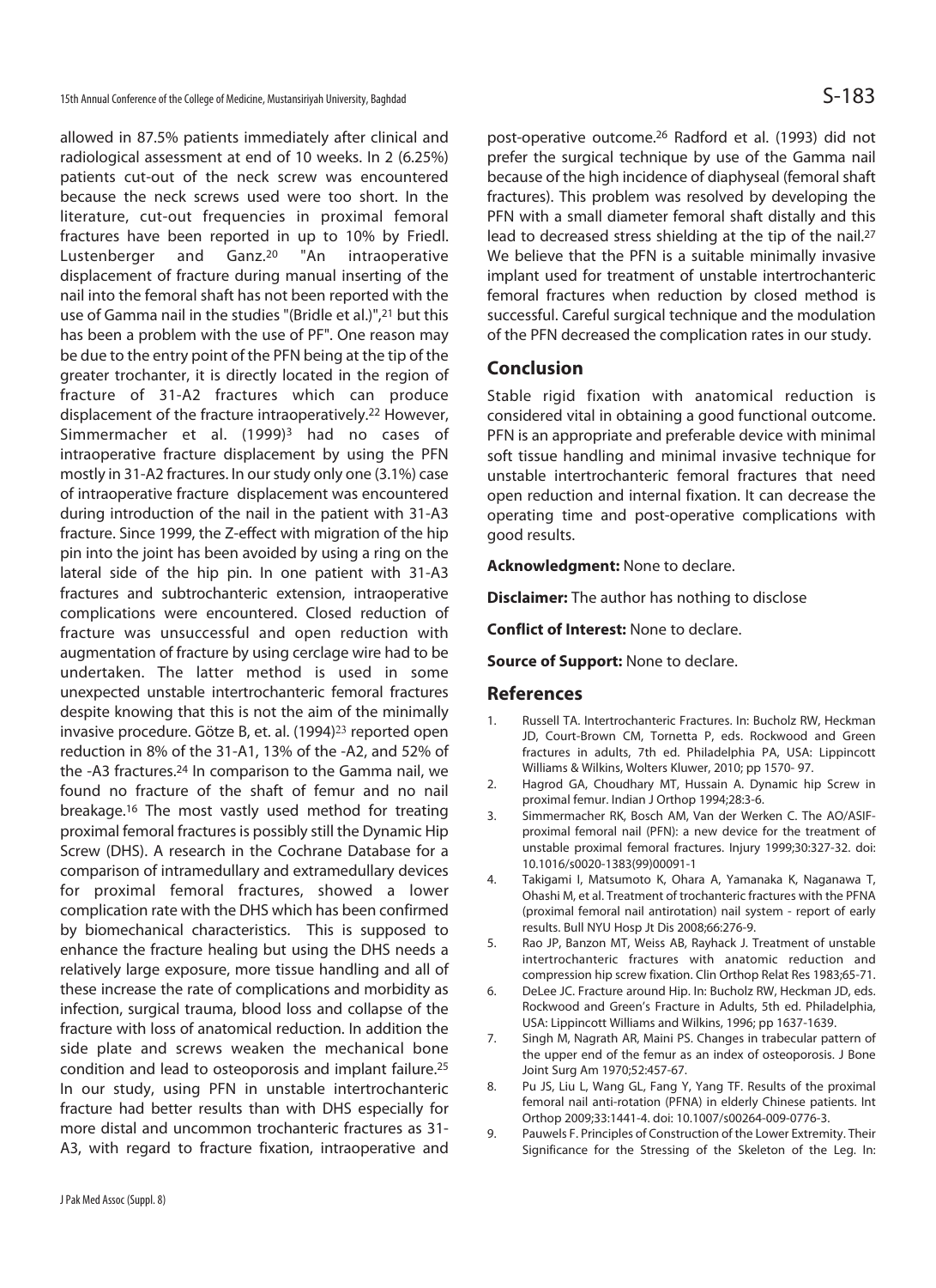allowed in 87.5% patients immediately after clinical and radiological assessment at end of 10 weeks. In 2 (6.25%) patients cut-out of the neck screw was encountered because the neck screws used were too short. In the literature, cut-out frequencies in proximal femoral fractures have been reported in up to 10% by Friedl. Lustenberger and Ganz.[20] "An intraoperative displacement of fracture during manual inserting of the nail into the femoral shaft has not been reported with the use of Gamma nail in the studies "(Bridle et al.)",[21] but this has been a problem with the use of PF". One reason may be due to the entry point of the PFN being at the tip of the greater trochanter, it is directly located in the region of fracture of 31-A2 fractures which can produce displacement of the fracture intraoperatively.[22] However, Simmermacher et al. (1999)[3] had no cases of intraoperative fracture displacement by using the PFN mostly in 31-A2 fractures. In our study only one (3.1%) case of intraoperative fracture displacement was encountered during introduction of the nail in the patient with 31-A3 fracture. Since 1999, the Z-effect with migration of the hip pin into the joint has been avoided by using a ring on the lateral side of the hip pin. In one patient with 31-A3 fractures and subtrochanteric extension, intraoperative complications were encountered. Closed reduction of fracture was unsuccessful and open reduction with augmentation of fracture by using cerclage wire had to be undertaken. The latter method is used in some unexpected unstable intertrochanteric femoral fractures despite knowing that this is not the aim of the minimally invasive procedure. Götze B, et. al. (1994)[23] reported open reduction in 8% of the 31-A1, 13% of the -A2, and 52% of the -A3 fractures.[24] In comparison to the Gamma nail, we found no fracture of the shaft of femur and no nail breakage.[16] The most vastly used method for treating proximal femoral fractures is possibly still the Dynamic Hip Screw (DHS). A research in the Cochrane Database for a comparison of intramedullary and extramedullary devices for proximal femoral fractures, showed a lower complication rate with the DHS which has been confirmed by biomechanical characteristics. This is supposed to enhance the fracture healing but using the DHS needs a relatively large exposure, more tissue handling and all of these increase the rate of complications and morbidity as infection, surgical trauma, blood loss and collapse of the fracture with loss of anatomical reduction. In addition the side plate and screws weaken the mechanical bone condition and lead to osteoporosis and implant failure.[25] In our study, using PFN in unstable intertrochanteric fracture had better results than with DHS especially for more distal and uncommon trochanteric fractures as 31-A3, with regard to fracture fixation, intraoperative and post-operative outcome.[26] Radford et al. (1993) did not prefer the surgical technique by use of the Gamma nail because of the high incidence of diaphyseal (femoral shaft fractures). This problem was resolved by developing the PFN with a small diameter femoral shaft distally and this lead to decreased stress shielding at the tip of the nail.[27] We believe that the PFN is a suitable minimally invasive implant used for treatment of unstable intertrochanteric femoral fractures when reduction by closed method is successful. Careful surgical technique and the modulation of the PFN decreased the complication rates in our study.

## Conclusion

Stable rigid fixation with anatomical reduction is considered vital in obtaining a good functional outcome. PFN is an appropriate and preferable device with minimal soft tissue handling and minimal invasive technique for unstable intertrochanteric femoral fractures that need open reduction and internal fixation. It can decrease the operating time and post-operative complications with good results.

**Acknowledgment:** None to declare.

**Disclaimer:** The author has nothing to disclose

**Conflict of Interest:** None to declare.

**Source of Support:** None to declare.

## References

1. Russell TA. Intertrochanteric Fractures. In: Bucholz RW, Heckman JD, Court-Brown CM, Tornetta P, eds. Rockwood and Green fractures in adults, 7th ed. Philadelphia PA, USA: Lippincott Williams & Wilkins, Wolters Kluwer, 2010; pp 1570- 97.
2. Hagrod GA, Choudhary MT, Hussain A. Dynamic hip Screw in proximal femur. Indian J Orthop 1994;28:3-6.
3. Simmermacher RK, Bosch AM, Van der Werken C. The AO/ASIF-proximal femoral nail (PFN): a new device for the treatment of unstable proximal femoral fractures. Injury 1999;30:327-32. doi: 10.1016/s0020-1383(99)00091-1
4. Takigami I, Matsumoto K, Ohara A, Yamanaka K, Naganawa T, Ohashi M, et al. Treatment of trochanteric fractures with the PFNA (proximal femoral nail antirotation) nail system - report of early results. Bull NYU Hosp Jt Dis 2008;66:276-9.
5. Rao JP, Banzon MT, Weiss AB, Rayhack J. Treatment of unstable intertrochanteric fractures with anatomic reduction and compression hip screw fixation. Clin Orthop Relat Res 1983;65-71.
6. DeLee JC. Fracture around Hip. In: Bucholz RW, Heckman JD, eds. Rockwood and Green's Fracture in Adults, 5th ed. Philadelphia, USA: Lippincott Williams and Wilkins, 1996; pp 1637-1639.
7. Singh M, Nagrath AR, Maini PS. Changes in trabecular pattern of the upper end of the femur as an index of osteoporosis. J Bone Joint Surg Am 1970;52:457-67.
8. Pu JS, Liu L, Wang GL, Fang Y, Yang TF. Results of the proximal femoral nail anti-rotation (PFNA) in elderly Chinese patients. Int Orthop 2009;33:1441-4. doi: 10.1007/s00264-009-0776-3.
9. Pauwels F. Principles of Construction of the Lower Extremity. Their Significance for the Stressing of the Skeleton of the Leg. In: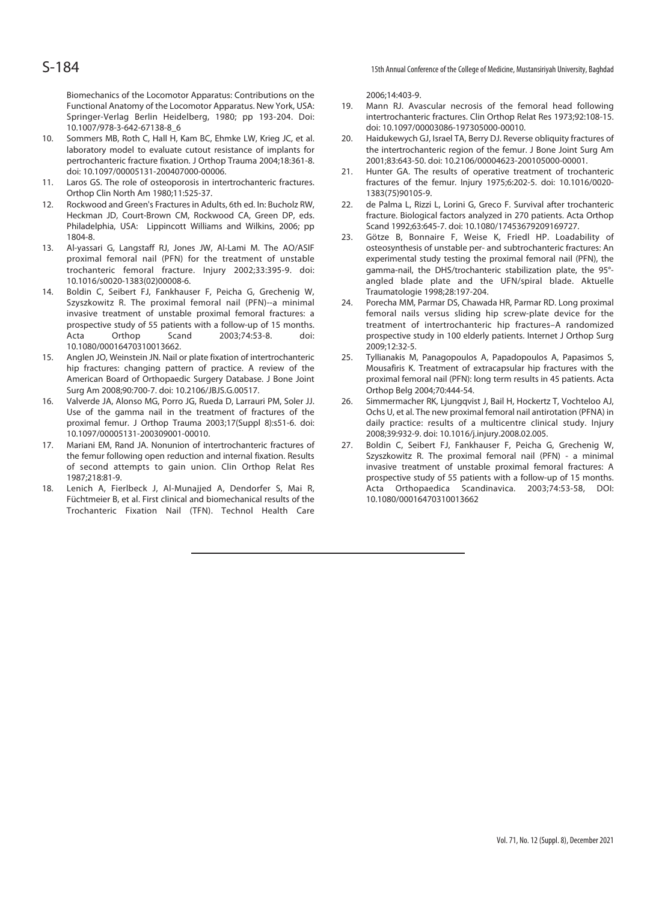Biomechanics of the Locomotor Apparatus: Contributions on the Functional Anatomy of the Locomotor Apparatus. New York, USA: Springer-Verlag Berlin Heidelberg, 1980; pp 193-204. Doi: 10.1007/978-3-642-67138-8_6

10. Sommers MB, Roth C, Hall H, Kam BC, Ehmke LW, Krieg JC, et al. laboratory model to evaluate cutout resistance of implants for pertrochanteric fracture fixation. J Orthop Trauma 2004;18:361-8. doi: 10.1097/00005131-200407000-00006.
11. Laros GS. The role of osteoporosis in intertrochanteric fractures. Orthop Clin North Am 1980;11:525-37.
12. Rockwood and Green's Fractures in Adults, 6th ed. In: Bucholz RW, Heckman JD, Court-Brown CM, Rockwood CA, Green DP, eds. Philadelphia, USA: Lippincott Williams and Wilkins, 2006; pp 1804-8.
13. Al-yassari G, Langstaff RJ, Jones JW, Al-Lami M. The AO/ASIF proximal femoral nail (PFN) for the treatment of unstable trochanteric femoral fracture. Injury 2002;33:395-9. doi: 10.1016/s0020-1383(02)00008-6.
14. Boldin C, Seibert FJ, Fankhauser F, Peicha G, Grechenig W, Szyszkowitz R. The proximal femoral nail (PFN)--a minimal invasive treatment of unstable proximal femoral fractures: a prospective study of 55 patients with a follow-up of 15 months. Acta Orthop Scand 2003;74:53-8. doi: 10.1080/00016470310013662.
15. Anglen JO, Weinstein JN. Nail or plate fixation of intertrochanteric hip fractures: changing pattern of practice. A review of the American Board of Orthopaedic Surgery Database. J Bone Joint Surg Am 2008;90:700-7. doi: 10.2106/JBJS.G.00517.
16. Valverde JA, Alonso MG, Porro JG, Rueda D, Larrauri PM, Soler JJ. Use of the gamma nail in the treatment of fractures of the proximal femur. J Orthop Trauma 2003;17(Suppl 8):s51-6. doi: 10.1097/00005131-200309001-00010.
17. Mariani EM, Rand JA. Nonunion of intertrochanteric fractures of the femur following open reduction and internal fixation. Results of second attempts to gain union. Clin Orthop Relat Res 1987;218:81-9.
18. Lenich A, Fierlbeck J, Al-Munajjed A, Dendorfer S, Mai R, Füchtmeier B, et al. First clinical and biomechanical results of the Trochanteric Fixation Nail (TFN). Technol Health Care 2006;14:403-9.
19. Mann RJ. Avascular necrosis of the femoral head following intertrochanteric fractures. Clin Orthop Relat Res 1973;92:108-15. doi: 10.1097/00003086-197305000-00010.
20. Haidukewych GJ, Israel TA, Berry DJ. Reverse obliquity fractures of the intertrochanteric region of the femur. J Bone Joint Surg Am 2001;83:643-50. doi: 10.2106/00004623-200105000-00001.
21. Hunter GA. The results of operative treatment of trochanteric fractures of the femur. Injury 1975;6:202-5. doi: 10.1016/0020-1383(75)90105-9.
22. de Palma L, Rizzi L, Lorini G, Greco F. Survival after trochanteric fracture. Biological factors analyzed in 270 patients. Acta Orthop Scand 1992;63:645-7. doi: 10.1080/17453679209169727.
23. Götze B, Bonnaire F, Weise K, Friedl HP. Loadability of osteosynthesis of unstable per- and subtrochanteric fractures: An experimental study testing the proximal femoral nail (PFN), the gamma-nail, the DHS/trochanteric stabilization plate, the 95°-angled blade plate and the UFN/spiral blade. Aktuelle Traumatologie 1998;28:197-204.
24. Porecha MM, Parmar DS, Chawada HR, Parmar RD. Long proximal femoral nails versus sliding hip screw-plate device for the treatment of intertrochanteric hip fractures–A randomized prospective study in 100 elderly patients. Internet J Orthop Surg 2009;12:32-5.
25. Tyllianakis M, Panagopoulos A, Papadopoulos A, Papasimos S, Mousafiris K. Treatment of extracapsular hip fractures with the proximal femoral nail (PFN): long term results in 45 patients. Acta Orthop Belg 2004;70:444-54.
26. Simmermacher RK, Ljungqvist J, Bail H, Hockertz T, Vochteloo AJ, Ochs U, et al. The new proximal femoral nail antirotation (PFNA) in daily practice: results of a multicentre clinical study. Injury 2008;39:932-9. doi: 10.1016/j.injury.2008.02.005.
27. Boldin C, Seibert FJ, Fankhauser F, Peicha G, Grechenig W, Szyszkowitz R. The proximal femoral nail (PFN) - a minimal invasive treatment of unstable proximal femoral fractures: A prospective study of 55 patients with a follow-up of 15 months. Acta Orthopaedica Scandinavica. 2003;74:53-58, DOI: 10.1080/00016470310013662